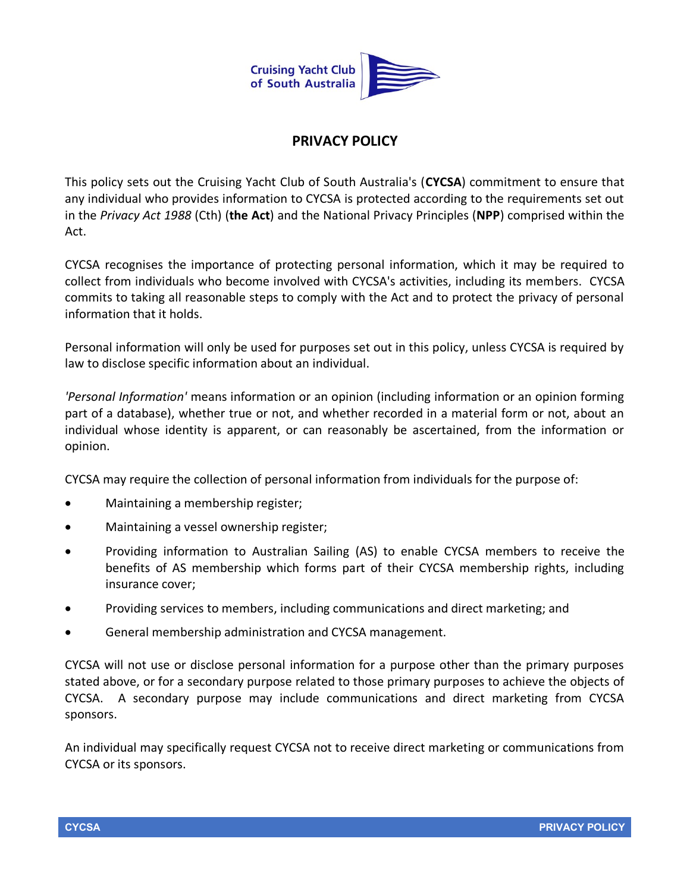Cruising Yacht Club of South Australia

# PRIVACY POLICY

This policy sets out the Cruising Yacht Club of South Australia's (**CYCSA**) commitment to ensure that any individual who provides information to CYCSA is protected according to the requirements set out in the *Privacy Act 1988* (Cth) (**the Act**) and the National Privacy Principles (**NPP**) comprised within the Act.

CYCSA recognises the importance of protecting personal information, which it may be required to collect from individuals who become involved with CYCSA's activities, including its members. CYCSA commits to taking all reasonable steps to comply with the Act and to protect the privacy of personal information that it holds.

Personal information will only be used for purposes set out in this policy, unless CYCSA is required by law to disclose specific information about an individual.

*'Personal Information'* means information or an opinion (including information or an opinion forming part of a database), whether true or not, and whether recorded in a material form or not, about an individual whose identity is apparent, or can reasonably be ascertained, from the information or opinion.

CYCSA may require the collection of personal information from individuals for the purpose of:

- Maintaining a membership register;
- Maintaining a vessel ownership register;
- Providing information to Australian Sailing (AS) to enable CYCSA members to receive the benefits of AS membership which forms part of their CYCSA membership rights, including insurance cover;
- Providing services to members, including communications and direct marketing; and
- General membership administration and CYCSA management.

CYCSA will not use or disclose personal information for a purpose other than the primary purposes stated above, or for a secondary purpose related to those primary purposes to achieve the objects of CYCSA. A secondary purpose may include communications and direct marketing from CYCSA sponsors.

An individual may specifically request CYCSA not to receive direct marketing or communications from CYCSA or its sponsors.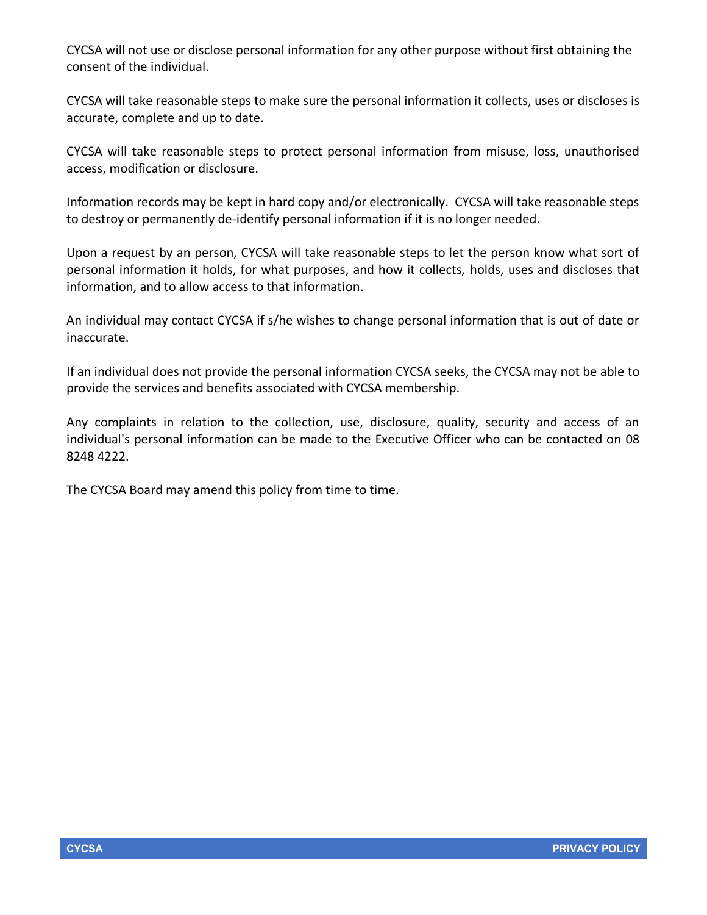CYCSA will not use or disclose personal information for any other purpose without first obtaining the consent of the individual.

CYCSA will take reasonable steps to make sure the personal information it collects, uses or discloses is accurate, complete and up to date.

CYCSA will take reasonable steps to protect personal information from misuse, loss, unauthorised access, modification or disclosure.

Information records may be kept in hard copy and/or electronically. CYCSA will take reasonable steps to destroy or permanently de-identify personal information if it is no longer needed.

Upon a request by an person, CYCSA will take reasonable steps to let the person know what sort of personal information it holds, for what purposes, and how it collects, holds, uses and discloses that information, and to allow access to that information.

An individual may contact CYCSA if s/he wishes to change personal information that is out of date or inaccurate.

If an individual does not provide the personal information CYCSA seeks, the CYCSA may not be able to provide the services and benefits associated with CYCSA membership.

Any complaints in relation to the collection, use, disclosure, quality, security and access of an individual's personal information can be made to the Executive Officer who can be contacted on 08 8248 4222.

The CYCSA Board may amend this policy from time to time.